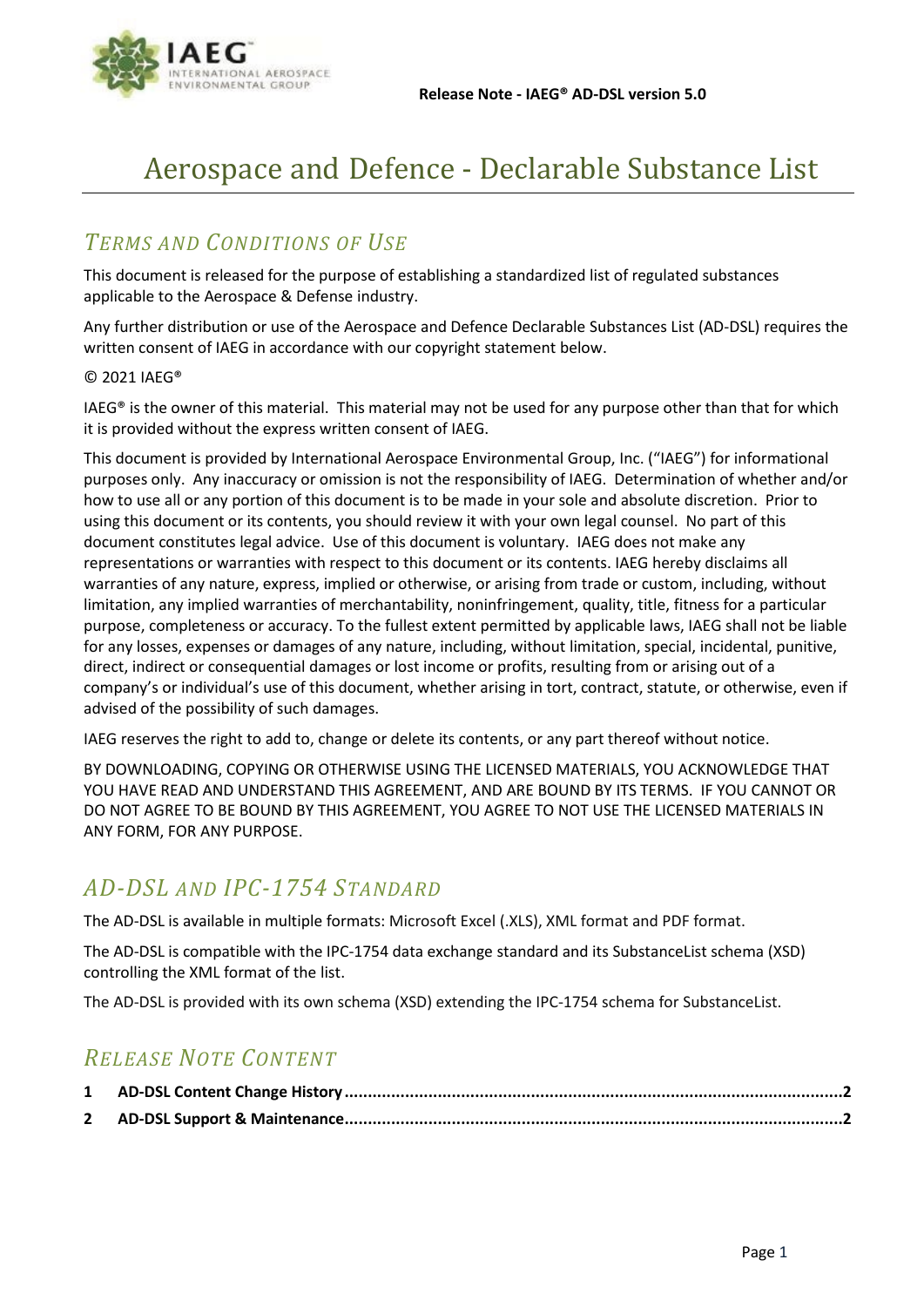Release Note - IAEG® AD-DSL version 5.0

# Aerospace and Defence - Declarable Substance List

## *Terms and Conditions of Use*

This document is released for the purpose of establishing a standardized list of regulated substances applicable to the Aerospace & Defense industry.

Any further distribution or use of the Aerospace and Defence Declarable Substances List (AD-DSL) requires the written consent of IAEG in accordance with our copyright statement below.

© 2021 IAEG®

IAEG® is the owner of this material. This material may not be used for any purpose other than that for which it is provided without the express written consent of IAEG.

This document is provided by International Aerospace Environmental Group, Inc. ("IAEG") for informational purposes only. Any inaccuracy or omission is not the responsibility of IAEG. Determination of whether and/or how to use all or any portion of this document is to be made in your sole and absolute discretion. Prior to using this document or its contents, you should review it with your own legal counsel. No part of this document constitutes legal advice. Use of this document is voluntary. IAEG does not make any representations or warranties with respect to this document or its contents. IAEG hereby disclaims all warranties of any nature, express, implied or otherwise, or arising from trade or custom, including, without limitation, any implied warranties of merchantability, noninfringement, quality, title, fitness for a particular purpose, completeness or accuracy. To the fullest extent permitted by applicable laws, IAEG shall not be liable for any losses, expenses or damages of any nature, including, without limitation, special, incidental, punitive, direct, indirect or consequential damages or lost income or profits, resulting from or arising out of a company's or individual's use of this document, whether arising in tort, contract, statute, or otherwise, even if advised of the possibility of such damages.

IAEG reserves the right to add to, change or delete its contents, or any part thereof without notice.

BY DOWNLOADING, COPYING OR OTHERWISE USING THE LICENSED MATERIALS, YOU ACKNOWLEDGE THAT YOU HAVE READ AND UNDERSTAND THIS AGREEMENT, AND ARE BOUND BY ITS TERMS. IF YOU CANNOT OR DO NOT AGREE TO BE BOUND BY THIS AGREEMENT, YOU AGREE TO NOT USE THE LICENSED MATERIALS IN ANY FORM, FOR ANY PURPOSE.

## *AD-DSL and IPC-1754 Standard*

The AD-DSL is available in multiple formats: Microsoft Excel (.XLS), XML format and PDF format.

The AD-DSL is compatible with the IPC-1754 data exchange standard and its SubstanceList schema (XSD) controlling the XML format of the list.

The AD-DSL is provided with its own schema (XSD) extending the IPC-1754 schema for SubstanceList.

## *Release Note Content*

**1 AD-DSL Content Change History ........ 2**

**2 AD-DSL Support & Maintenance ........ 2**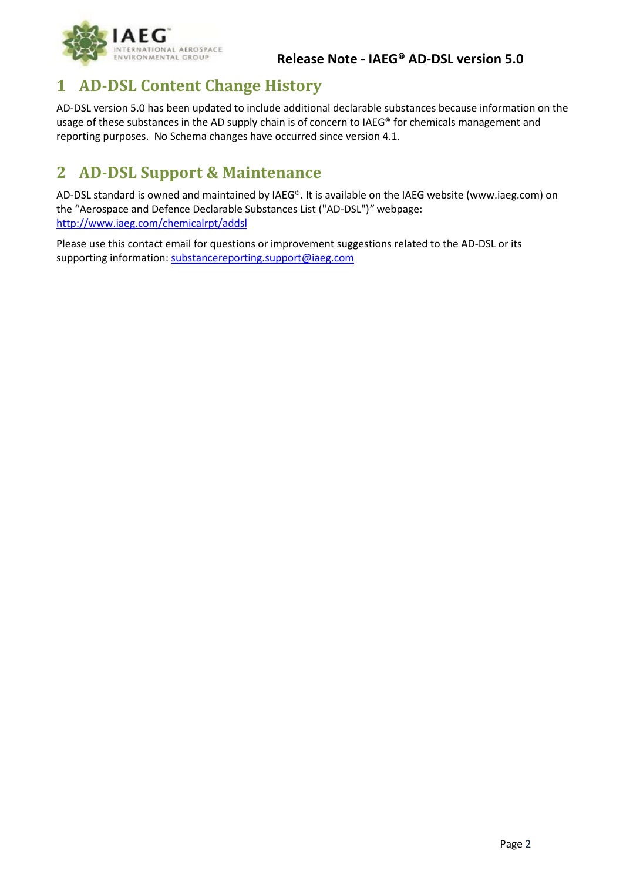# 1 AD-DSL Content Change History

AD-DSL version 5.0 has been updated to include additional declarable substances because information on the usage of these substances in the AD supply chain is of concern to IAEG® for chemicals management and reporting purposes. No Schema changes have occurred since version 4.1.

# 2 AD-DSL Support & Maintenance

AD-DSL standard is owned and maintained by IAEG®. It is available on the IAEG website (www.iaeg.com) on the "Aerospace and Defence Declarable Substances List ("AD-DSL")" webpage: [http://www.iaeg.com/chemicalrpt/addsl](http://www.iaeg.com/chemicalrpt/addsl)

Please use this contact email for questions or improvement suggestions related to the AD-DSL or its supporting information: [substancereporting.support@iaeg.com](mailto:substancereporting.support@iaeg.com)